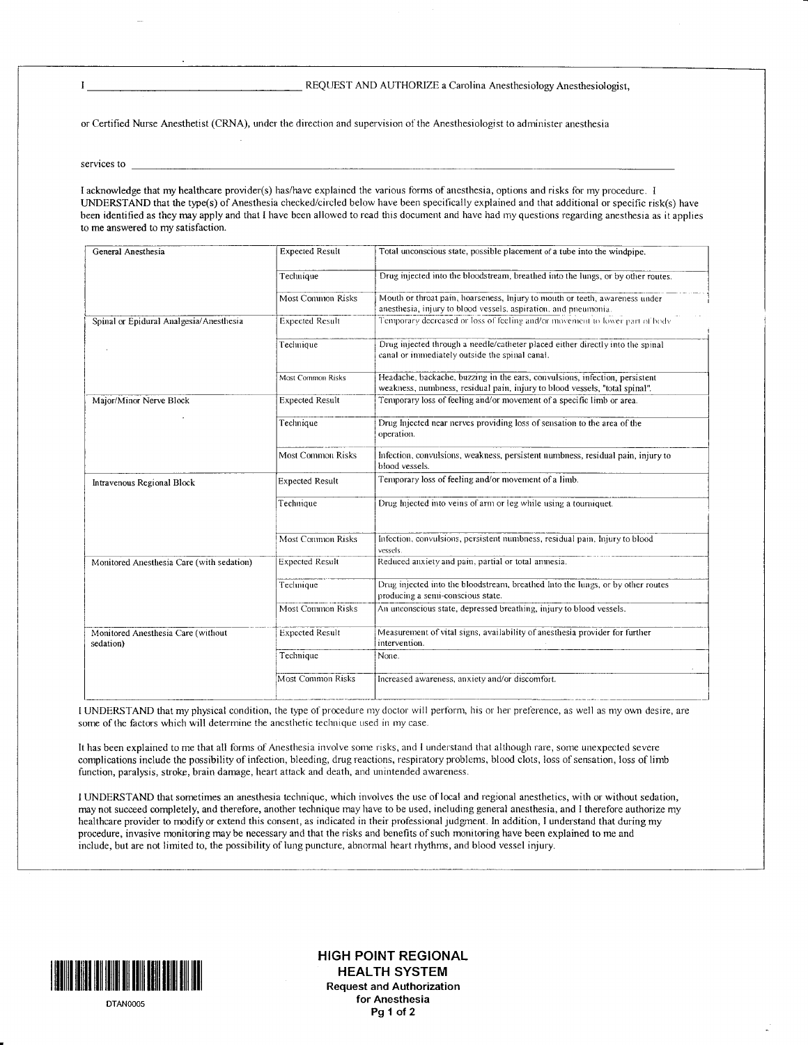I ______________________________ REQUEST AND AUTHORIZE a Carolina Anesthesiology Anesthesiologist,

or Certified Nurse Anesthetist (CRNA), under the direction and supervision of the Anesthesiologist to administer anesthesia

services to ______________________________________________________________

I acknowledge that my healthcare provider(s) has/have explained the various forms of anesthesia, options and risks for my procedure. I UNDERSTAND that the type(s) of Anesthesia checked/circled below have been specifically explained and that additional or specific risk(s) have been identified as they may apply and that I have been allowed to read this document and have had my questions regarding anesthesia as it applies to me answered to my satisfaction.

| | | |
|---|---|---|
| General Anesthesia | Expected Result | Total unconscious state, possible placement of a tube into the windpipe. |
| | Technique | Drug injected into the bloodstream, breathed into the lungs, or by other routes. |
| | Most Common Risks | Mouth or throat pain, hoarseness, Injury to mouth or teeth, awareness under anesthesia, injury to blood vessels, aspiration, and pneumonia. |
| Spinal or Epidural Analgesia/Anesthesia | Expected Result | Temporary decreased or loss of feeling and/or movement to lower part of body. |
| | Technique | Drug injected through a needle/catheter placed either directly into the spinal canal or immediately outside the spinal canal. |
| | Most Common Risks | Headache, backache, buzzing in the ears, convulsions, infection, persistent weakness, numbness, residual pain, injury to blood vessels, "total spinal". |
| Major/Minor Nerve Block | Expected Result | Temporary loss of feeling and/or movement of a specific limb or area. |
| | Technique | Drug Injected near nerves providing loss of sensation to the area of the operation. |
| | Most Common Risks | Infection, convulsions, weakness, persistent numbness, residual pain, injury to blood vessels. |
| Intravenous Regional Block | Expected Result | Temporary loss of feeling and/or movement of a limb. |
| | Technique | Drug Injected into veins of arm or leg while using a tourniquet. |
| | Most Common Risks | Infection, convulsions, persistent numbness, residual pain, Injury to blood vessels. |
| Monitored Anesthesia Care (with sedation) | Expected Result | Reduced anxiety and pain, partial or total amnesia. |
| | Technique | Drug injected into the bloodstream, breathed Into the lungs, or by other routes producing a semi-conscious state. |
| | Most Common Risks | An unconscious state, depressed breathing, injury to blood vessels. |
| Monitored Anesthesia Care (without sedation) | Expected Result | Measurement of vital signs, availability of anesthesia provider for further intervention. |
| | Technique | None. |
| | Most Common Risks | Increased awareness, anxiety and/or discomfort. |

I UNDERSTAND that my physical condition, the type of procedure my doctor will perform, his or her preference, as well as my own desire, are some of the factors which will determine the anesthetic technique used in my case.

It has been explained to me that all forms of Anesthesia involve some risks, and I understand that although rare, some unexpected severe complications include the possibility of infection, bleeding, drug reactions, respiratory problems, blood clots, loss of sensation, loss of limb function, paralysis, stroke, brain damage, heart attack and death, and unintended awareness.

I UNDERSTAND that sometimes an anesthesia technique, which involves the use of local and regional anesthetics, with or without sedation, may not succeed completely, and therefore, another technique may have to be used, including general anesthesia, and I therefore authorize my healthcare provider to modify or extend this consent, as indicated in their professional judgment. In addition, I understand that during my procedure, invasive monitoring may be necessary and that the risks and benefits of such monitoring have been explained to me and include, but are not limited to, the possibility of lung puncture, abnormal heart rhythms, and blood vessel injury.

DTAN0005

**HIGH POINT REGIONAL HEALTH SYSTEM**
**Request and Authorization for Anesthesia**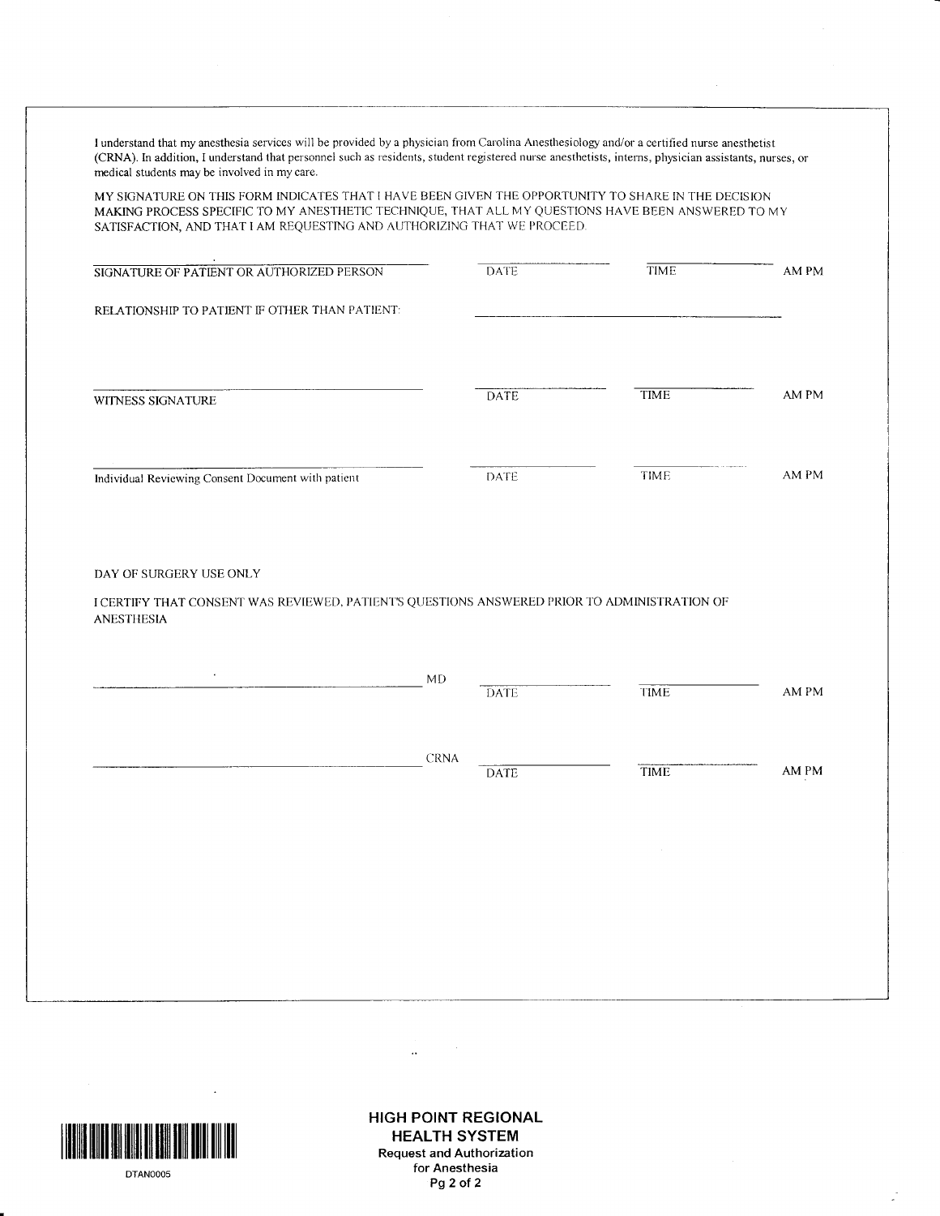I understand that my anesthesia services will be provided by a physician from Carolina Anesthesiology and/or a certified nurse anesthetist (CRNA). In addition, I understand that personnel such as residents, student registered nurse anesthetists, interns, physician assistants, nurses, or medical students may be involved in my care.

MY SIGNATURE ON THIS FORM INDICATES THAT I HAVE BEEN GIVEN THE OPPORTUNITY TO SHARE IN THE DECISION MAKING PROCESS SPECIFIC TO MY ANESTHETIC TECHNIQUE, THAT ALL MY QUESTIONS HAVE BEEN ANSWERED TO MY SATISFACTION, AND THAT I AM REQUESTING AND AUTHORIZING THAT WE PROCEED.

SIGNATURE OF PATIENT OR AUTHORIZED PERSON ____________ DATE ____________ TIME ____________ AM PM

RELATIONSHIP TO PATIENT IF OTHER THAN PATIENT: ____________

WITNESS SIGNATURE ____________ DATE ____________ TIME ____________ AM PM

Individual Reviewing Consent Document with patient ____________ DATE ____________ TIME ____________ AM PM

DAY OF SURGERY USE ONLY

I CERTIFY THAT CONSENT WAS REVIEWED, PATIENT'S QUESTIONS ANSWERED PRIOR TO ADMINISTRATION OF ANESTHESIA

____________ MD ____________ DATE ____________ TIME ____________ AM PM

____________ CRNA ____________ DATE ____________ TIME ____________ AM PM

DTAN0005

**HIGH POINT REGIONAL HEALTH SYSTEM**

**Request and Authorization for Anesthesia**